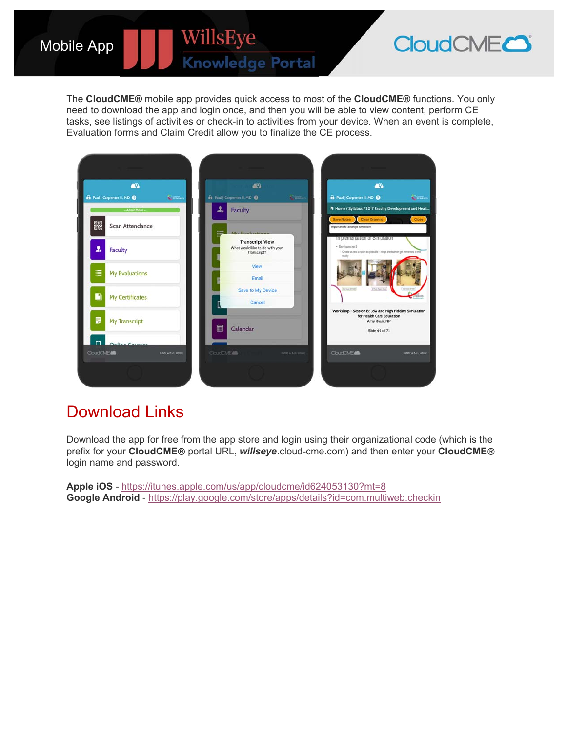Mobile App

WillsEye Knowledge Portal

CloudCME®

The **CloudCME®** mobile app provides quick access to most of the **CloudCME®** functions. You only need to download the app and login once, and then you will be able to view content, perform CE tasks, see listings of activities or check-in to activities from your device. When an event is complete, Evaluation forms and Claim Credit allow you to finalize the CE process.

## Download Links

Download the app for free from the app store and login using their organizational code (which is the prefix for your **CloudCME®** portal URL, ***willseye***.cloud-cme.com) and then enter your **CloudCME®** login name and password.

**Apple iOS** - https://itunes.apple.com/us/app/cloudcme/id624053130?mt=8
**Google Android** - https://play.google.com/store/apps/details?id=com.multiweb.checkin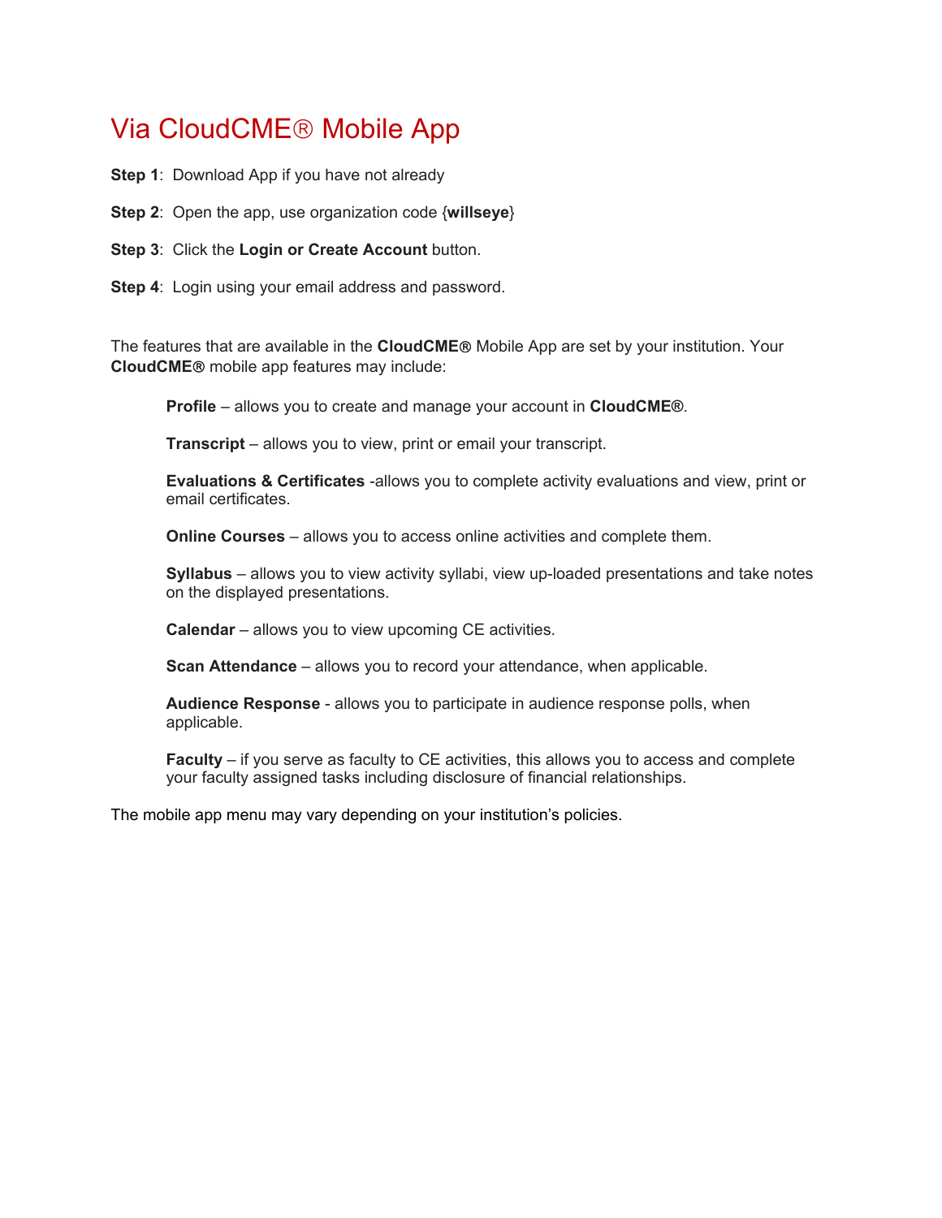## Via CloudCME® Mobile App

**Step 1**: Download App if you have not already

**Step 2**: Open the app, use organization code {**willseye**}

**Step 3**: Click the **Login or Create Account** button.

**Step 4**: Login using your email address and password.

The features that are available in the **CloudCME®** Mobile App are set by your institution. Your **CloudCME®** mobile app features may include:

> **Profile** – allows you to create and manage your account in **CloudCME®**.
>
> **Transcript** – allows you to view, print or email your transcript.
>
> **Evaluations & Certificates** -allows you to complete activity evaluations and view, print or email certificates.
>
> **Online Courses** – allows you to access online activities and complete them.
>
> **Syllabus** – allows you to view activity syllabi, view up-loaded presentations and take notes on the displayed presentations.
>
> **Calendar** – allows you to view upcoming CE activities.
>
> **Scan Attendance** – allows you to record your attendance, when applicable.
>
> **Audience Response** - allows you to participate in audience response polls, when applicable.
>
> **Faculty** – if you serve as faculty to CE activities, this allows you to access and complete your faculty assigned tasks including disclosure of financial relationships.

The mobile app menu may vary depending on your institution's policies.